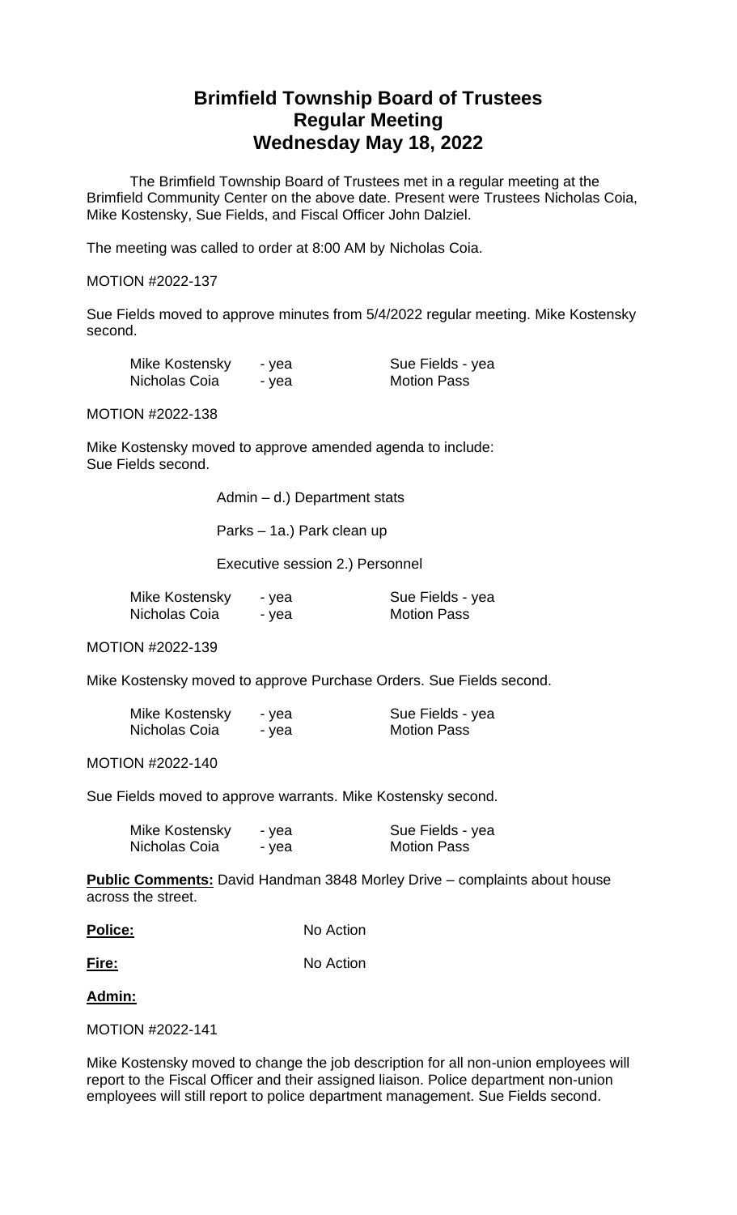# Brimfield Township Board of Trustees
# Regular Meeting
# Wednesday May 18, 2022

The Brimfield Township Board of Trustees met in a regular meeting at the Brimfield Community Center on the above date. Present were Trustees Nicholas Coia, Mike Kostensky, Sue Fields, and Fiscal Officer John Dalziel.

The meeting was called to order at 8:00 AM by Nicholas Coia.

MOTION #2022-137

Sue Fields moved to approve minutes from 5/4/2022 regular meeting. Mike Kostensky second.

| | | |
|---|---|---|
| Mike Kostensky | - yea | Sue Fields - yea |
| Nicholas Coia | - yea | Motion Pass |

MOTION #2022-138

Mike Kostensky moved to approve amended agenda to include:
Sue Fields second.

Admin – d.) Department stats

Parks – 1a.) Park clean up

Executive session 2.) Personnel

| | | |
|---|---|---|
| Mike Kostensky | - yea | Sue Fields - yea |
| Nicholas Coia | - yea | Motion Pass |

MOTION #2022-139

Mike Kostensky moved to approve Purchase Orders. Sue Fields second.

| | | |
|---|---|---|
| Mike Kostensky | - yea | Sue Fields - yea |
| Nicholas Coia | - yea | Motion Pass |

MOTION #2022-140

Sue Fields moved to approve warrants. Mike Kostensky second.

| | | |
|---|---|---|
| Mike Kostensky | - yea | Sue Fields - yea |
| Nicholas Coia | - yea | Motion Pass |

**Public Comments:** David Handman 3848 Morley Drive – complaints about house across the street.

**Police:** No Action

**Fire:** No Action

**Admin:**

MOTION #2022-141

Mike Kostensky moved to change the job description for all non-union employees will report to the Fiscal Officer and their assigned liaison. Police department non-union employees will still report to police department management. Sue Fields second.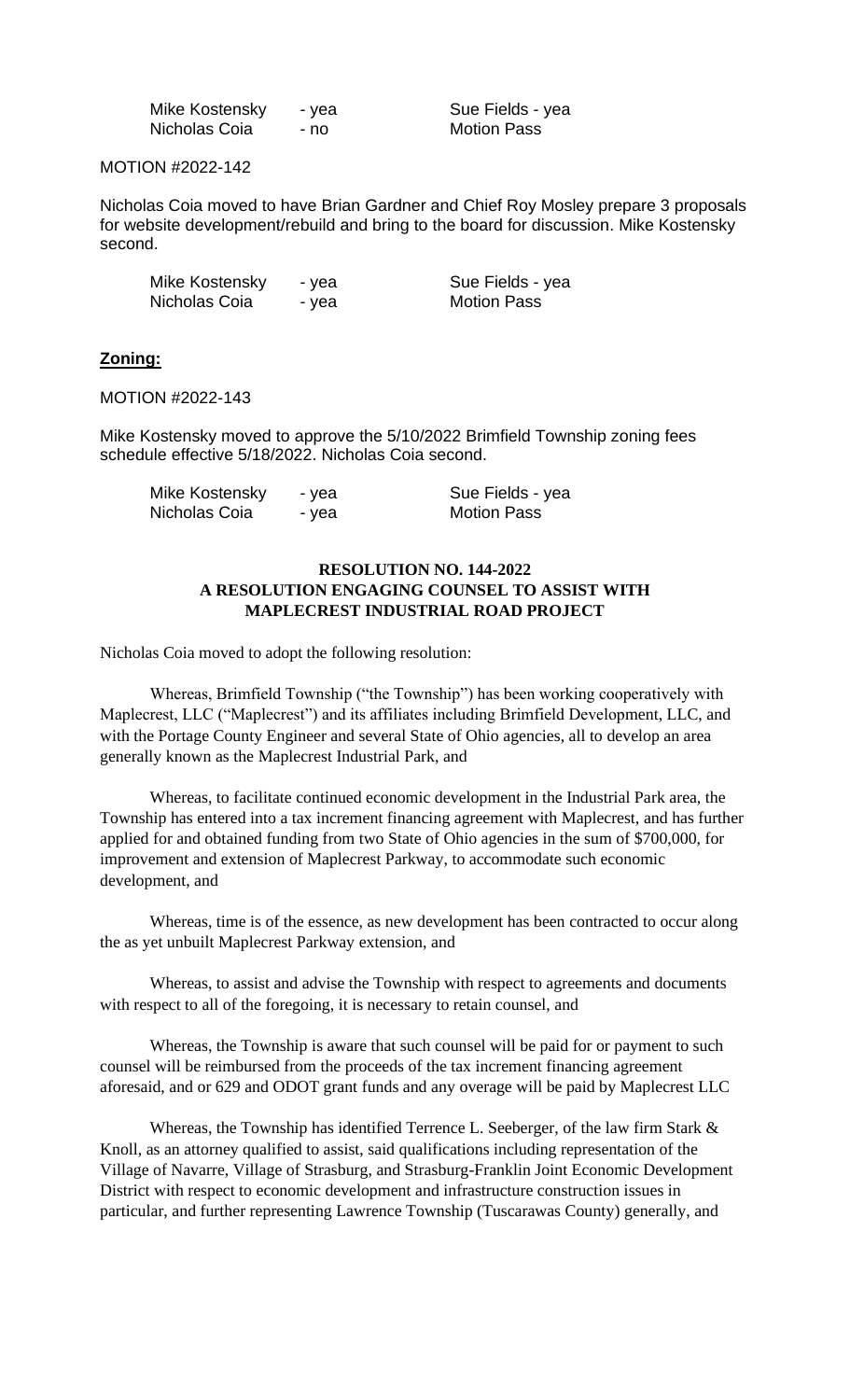| | | | |
|---|---|---|---|
| Mike Kostensky | - yea | Sue Fields - yea | |
| Nicholas Coia | - no | Motion Pass | |

MOTION #2022-142

Nicholas Coia moved to have Brian Gardner and Chief Roy Mosley prepare 3 proposals for website development/rebuild and bring to the board for discussion. Mike Kostensky second.

| | | | |
|---|---|---|---|
| Mike Kostensky | - yea | Sue Fields - yea | |
| Nicholas Coia | - yea | Motion Pass | |

**Zoning:**

MOTION #2022-143

Mike Kostensky moved to approve the 5/10/2022 Brimfield Township zoning fees schedule effective 5/18/2022. Nicholas Coia second.

| | | | |
|---|---|---|---|
| Mike Kostensky | - yea | Sue Fields - yea | |
| Nicholas Coia | - yea | Motion Pass | |

**RESOLUTION NO. 144-2022**
**A RESOLUTION ENGAGING COUNSEL TO ASSIST WITH MAPLECREST INDUSTRIAL ROAD PROJECT**

Nicholas Coia moved to adopt the following resolution:

Whereas, Brimfield Township ("the Township") has been working cooperatively with Maplecrest, LLC ("Maplecrest") and its affiliates including Brimfield Development, LLC, and with the Portage County Engineer and several State of Ohio agencies, all to develop an area generally known as the Maplecrest Industrial Park, and

Whereas, to facilitate continued economic development in the Industrial Park area, the Township has entered into a tax increment financing agreement with Maplecrest, and has further applied for and obtained funding from two State of Ohio agencies in the sum of $700,000, for improvement and extension of Maplecrest Parkway, to accommodate such economic development, and

Whereas, time is of the essence, as new development has been contracted to occur along the as yet unbuilt Maplecrest Parkway extension, and

Whereas, to assist and advise the Township with respect to agreements and documents with respect to all of the foregoing, it is necessary to retain counsel, and

Whereas, the Township is aware that such counsel will be paid for or payment to such counsel will be reimbursed from the proceeds of the tax increment financing agreement aforesaid, and or 629 and ODOT grant funds and any overage will be paid by Maplecrest LLC

Whereas, the Township has identified Terrence L. Seeberger, of the law firm Stark & Knoll, as an attorney qualified to assist, said qualifications including representation of the Village of Navarre, Village of Strasburg, and Strasburg-Franklin Joint Economic Development District with respect to economic development and infrastructure construction issues in particular, and further representing Lawrence Township (Tuscarawas County) generally, and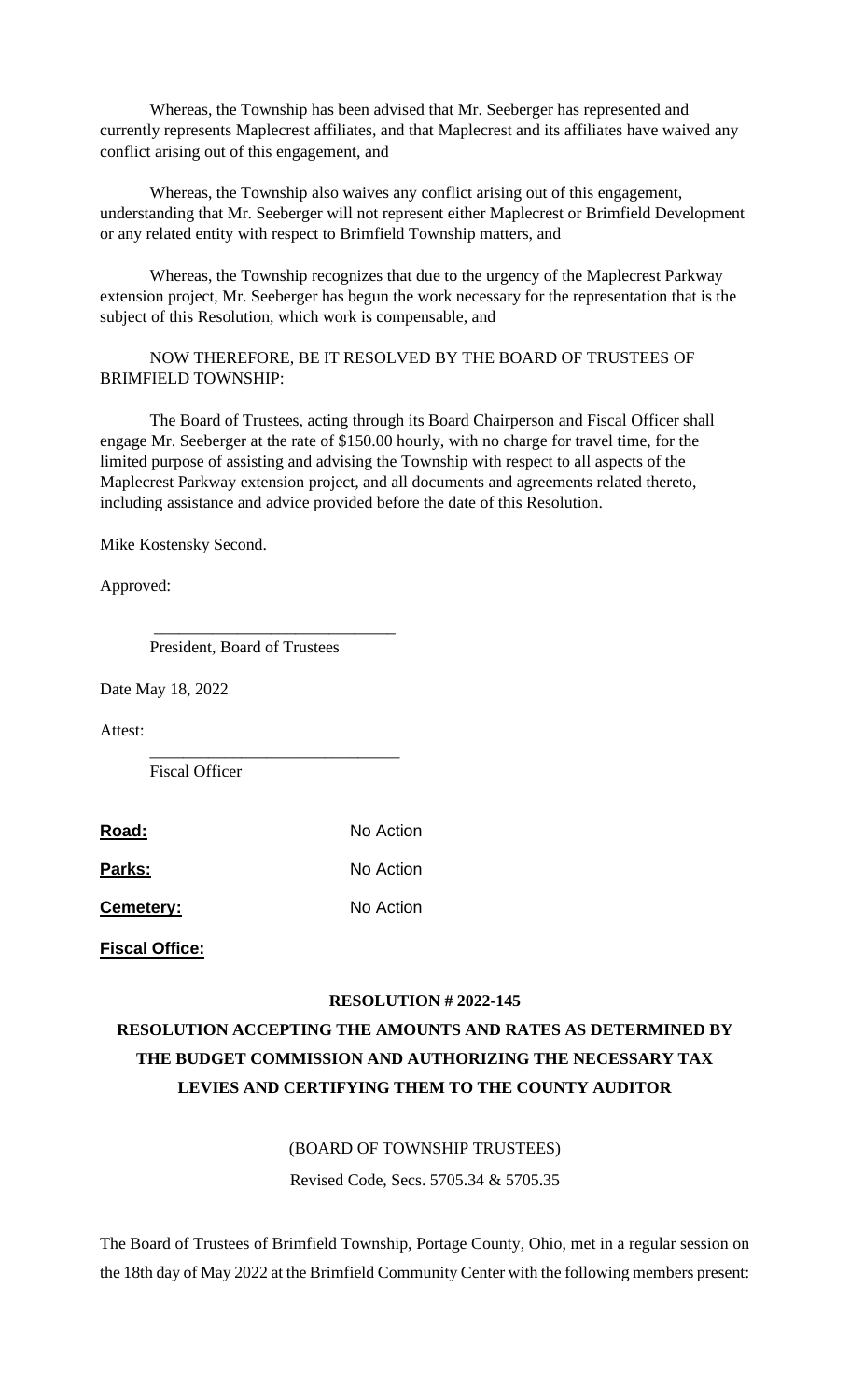Whereas, the Township has been advised that Mr. Seeberger has represented and currently represents Maplecrest affiliates, and that Maplecrest and its affiliates have waived any conflict arising out of this engagement, and

Whereas, the Township also waives any conflict arising out of this engagement, understanding that Mr. Seeberger will not represent either Maplecrest or Brimfield Development or any related entity with respect to Brimfield Township matters, and

Whereas, the Township recognizes that due to the urgency of the Maplecrest Parkway extension project, Mr. Seeberger has begun the work necessary for the representation that is the subject of this Resolution, which work is compensable, and

NOW THEREFORE, BE IT RESOLVED BY THE BOARD OF TRUSTEES OF BRIMFIELD TOWNSHIP:

The Board of Trustees, acting through its Board Chairperson and Fiscal Officer shall engage Mr. Seeberger at the rate of $150.00 hourly, with no charge for travel time, for the limited purpose of assisting and advising the Township with respect to all aspects of the Maplecrest Parkway extension project, and all documents and agreements related thereto, including assistance and advice provided before the date of this Resolution.

Mike Kostensky Second.

Approved:

_____________________________

President, Board of Trustees

Date May 18, 2022

Attest:

_____________________________

Fiscal Officer

**Road:** No Action

**Parks:** No Action

**Cemetery:** No Action

**Fiscal Office:**

**RESOLUTION # 2022-145**

**RESOLUTION ACCEPTING THE AMOUNTS AND RATES AS DETERMINED BY THE BUDGET COMMISSION AND AUTHORIZING THE NECESSARY TAX LEVIES AND CERTIFYING THEM TO THE COUNTY AUDITOR**

(BOARD OF TOWNSHIP TRUSTEES)

Revised Code, Secs. 5705.34 & 5705.35

The Board of Trustees of Brimfield Township, Portage County, Ohio, met in a regular session on the 18th day of May 2022 at the Brimfield Community Center with the following members present: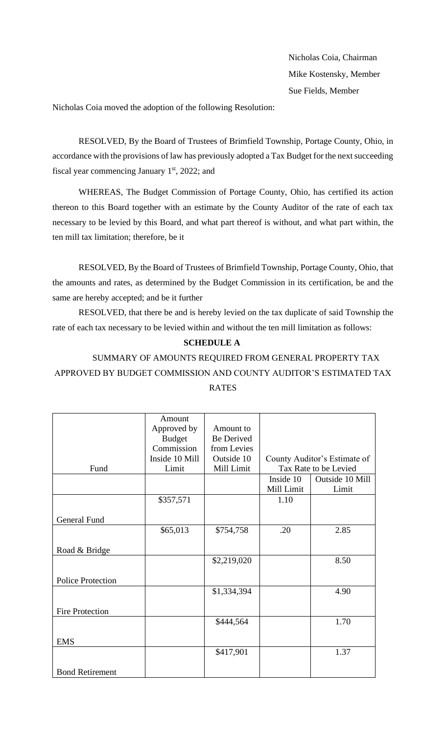Nicholas Coia, Chairman
Mike Kostensky, Member
Sue Fields, Member

Nicholas Coia moved the adoption of the following Resolution:

RESOLVED, By the Board of Trustees of Brimfield Township, Portage County, Ohio, in accordance with the provisions of law has previously adopted a Tax Budget for the next succeeding fiscal year commencing January 1st, 2022; and

WHEREAS, The Budget Commission of Portage County, Ohio, has certified its action thereon to this Board together with an estimate by the County Auditor of the rate of each tax necessary to be levied by this Board, and what part thereof is without, and what part within, the ten mill tax limitation; therefore, be it

RESOLVED, By the Board of Trustees of Brimfield Township, Portage County, Ohio, that the amounts and rates, as determined by the Budget Commission in its certification, be and the same are hereby accepted; and be it further

RESOLVED, that there be and is hereby levied on the tax duplicate of said Township the rate of each tax necessary to be levied within and without the ten mill limitation as follows:

**SCHEDULE A**

SUMMARY OF AMOUNTS REQUIRED FROM GENERAL PROPERTY TAX APPROVED BY BUDGET COMMISSION AND COUNTY AUDITOR'S ESTIMATED TAX RATES

| Fund | Amount Approved by Budget Commission Inside 10 Mill Limit | Amount to Be Derived from Levies Outside 10 Mill Limit | County Auditor's Estimate of Tax Rate to be Levied | |
|---|---|---|---|---|
| | | | Inside 10 Mill Limit | Outside 10 Mill Limit |
| General Fund | $357,571 | | 1.10 | |
| Road & Bridge | $65,013 | $754,758 | .20 | 2.85 |
| Police Protection | | $2,219,020 | | 8.50 |
| Fire Protection | | $1,334,394 | | 4.90 |
| EMS | | $444,564 | | 1.70 |
| Bond Retirement | | $417,901 | | 1.37 |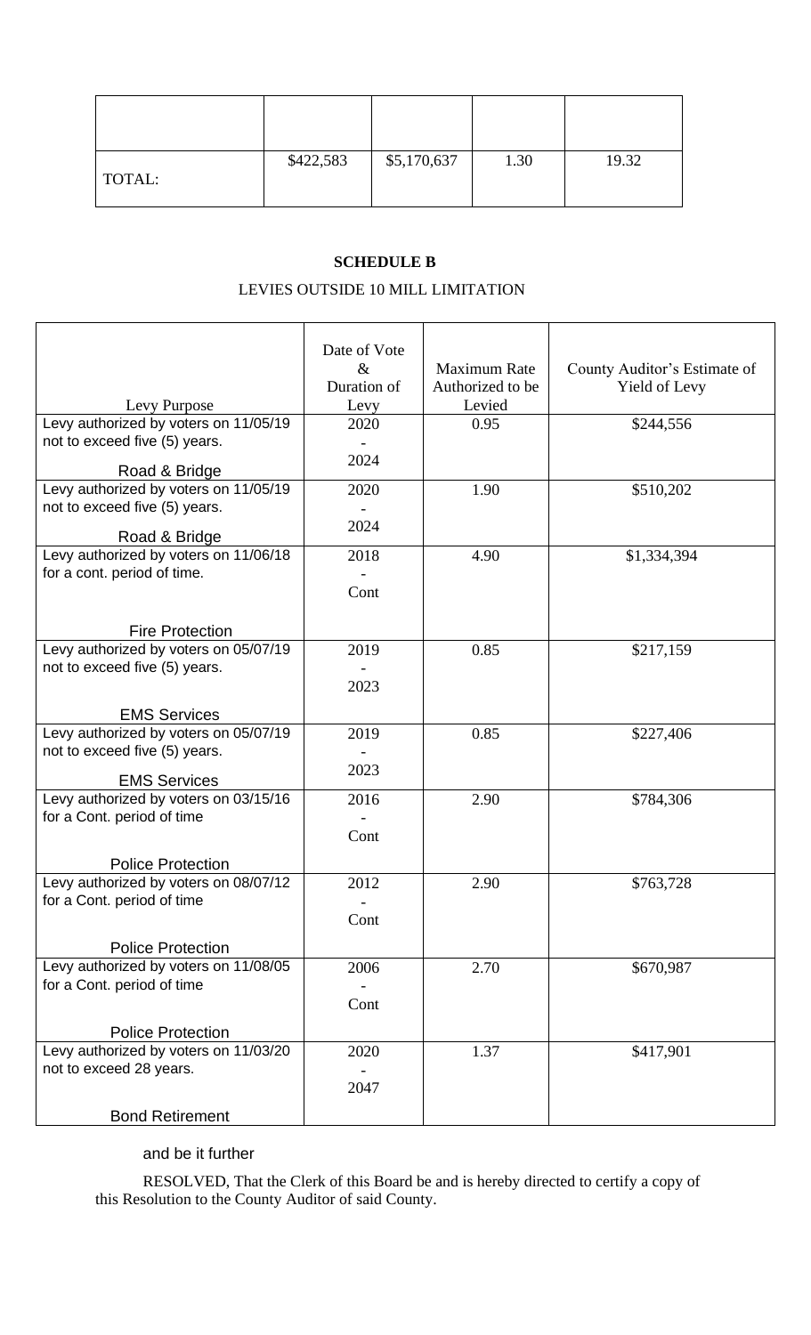| | | | | |
|---|---|---|---|---|
| | | | | |
| TOTAL: | $422,583 | $5,170,637 | 1.30 | 19.32 |

**SCHEDULE B**

LEVIES OUTSIDE 10 MILL LIMITATION

| Levy Purpose | Date of Vote & Duration of Levy | Maximum Rate Authorized to be Levied | County Auditor's Estimate of Yield of Levy |
|---|---|---|---|
| Levy authorized by voters on 11/05/19 not to exceed five (5) years. Road & Bridge | 2020 - 2024 | 0.95 | $244,556 |
| Levy authorized by voters on 11/05/19 not to exceed five (5) years. Road & Bridge | 2020 - 2024 | 1.90 | $510,202 |
| Levy authorized by voters on 11/06/18 for a cont. period of time. Fire Protection | 2018 - Cont | 4.90 | $1,334,394 |
| Levy authorized by voters on 05/07/19 not to exceed five (5) years. EMS Services | 2019 - 2023 | 0.85 | $217,159 |
| Levy authorized by voters on 05/07/19 not to exceed five (5) years. EMS Services | 2019 - 2023 | 0.85 | $227,406 |
| Levy authorized by voters on 03/15/16 for a Cont. period of time Police Protection | 2016 - Cont | 2.90 | $784,306 |
| Levy authorized by voters on 08/07/12 for a Cont. period of time Police Protection | 2012 - Cont | 2.90 | $763,728 |
| Levy authorized by voters on 11/08/05 for a Cont. period of time Police Protection | 2006 - Cont | 2.70 | $670,987 |
| Levy authorized by voters on 11/03/20 not to exceed 28 years. Bond Retirement | 2020 - 2047 | 1.37 | $417,901 |

and be it further

RESOLVED, That the Clerk of this Board be and is hereby directed to certify a copy of this Resolution to the County Auditor of said County.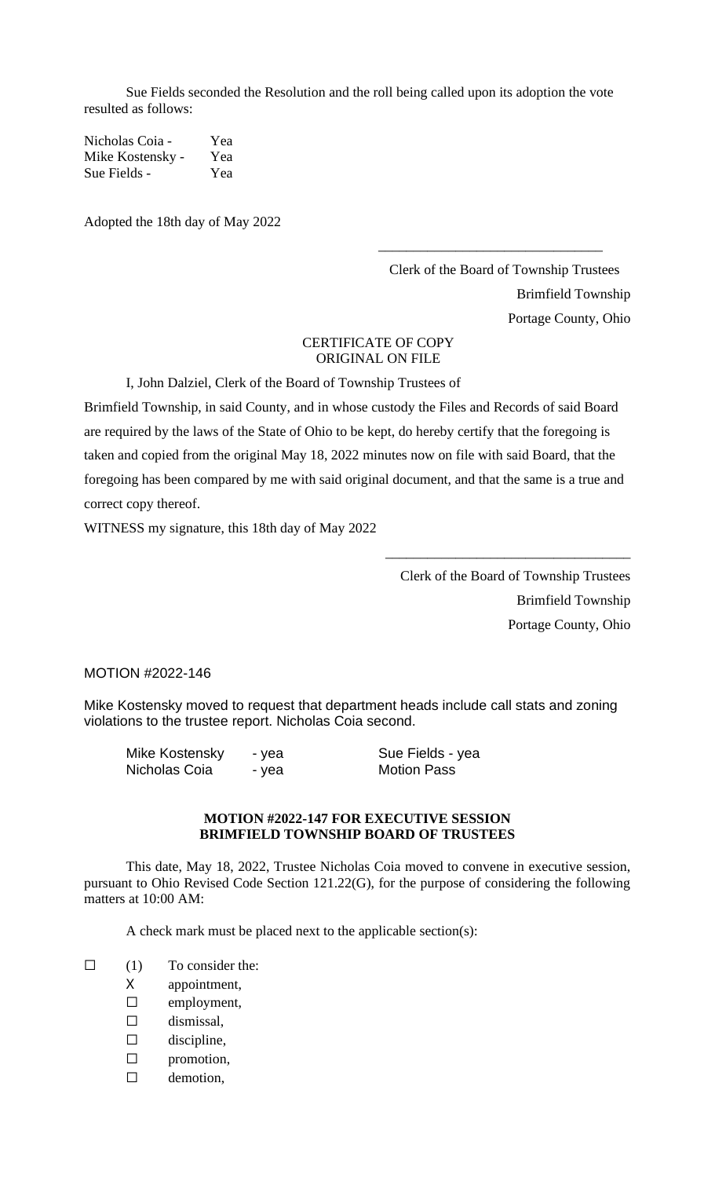Sue Fields seconded the Resolution and the roll being called upon its adoption the vote resulted as follows:

Nicholas Coia - Yea
Mike Kostensky - Yea
Sue Fields - Yea

Adopted the 18th day of May 2022

\_\_\_\_\_\_\_\_\_\_\_\_\_\_\_\_\_\_\_\_\_\_\_\_\_\_\_\_\_\_\_\_
Clerk of the Board of Township Trustees
Brimfield Township
Portage County, Ohio

CERTIFICATE OF COPY
ORIGINAL ON FILE

I, John Dalziel, Clerk of the Board of Township Trustees of Brimfield Township, in said County, and in whose custody the Files and Records of said Board are required by the laws of the State of Ohio to be kept, do hereby certify that the foregoing is taken and copied from the original May 18, 2022 minutes now on file with said Board, that the foregoing has been compared by me with said original document, and that the same is a true and correct copy thereof.

WITNESS my signature, this 18th day of May 2022

\_\_\_\_\_\_\_\_\_\_\_\_\_\_\_\_\_\_\_\_\_\_\_\_\_\_\_\_\_\_\_\_
Clerk of the Board of Township Trustees
Brimfield Township
Portage County, Ohio

MOTION #2022-146

Mike Kostensky moved to request that department heads include call stats and zoning violations to the trustee report. Nicholas Coia second.

Mike Kostensky - yea    Sue Fields - yea
Nicholas Coia - yea    Motion Pass

**MOTION #2022-147 FOR EXECUTIVE SESSION**
**BRIMFIELD TOWNSHIP BOARD OF TRUSTEES**

This date, May 18, 2022, Trustee Nicholas Coia moved to convene in executive session, pursuant to Ohio Revised Code Section 121.22(G), for the purpose of considering the following matters at 10:00 AM:

A check mark must be placed next to the applicable section(s):

☐ (1) To consider the:
- X appointment,
- ☐ employment,
- ☐ dismissal,
- ☐ discipline,
- ☐ promotion,
- ☐ demotion,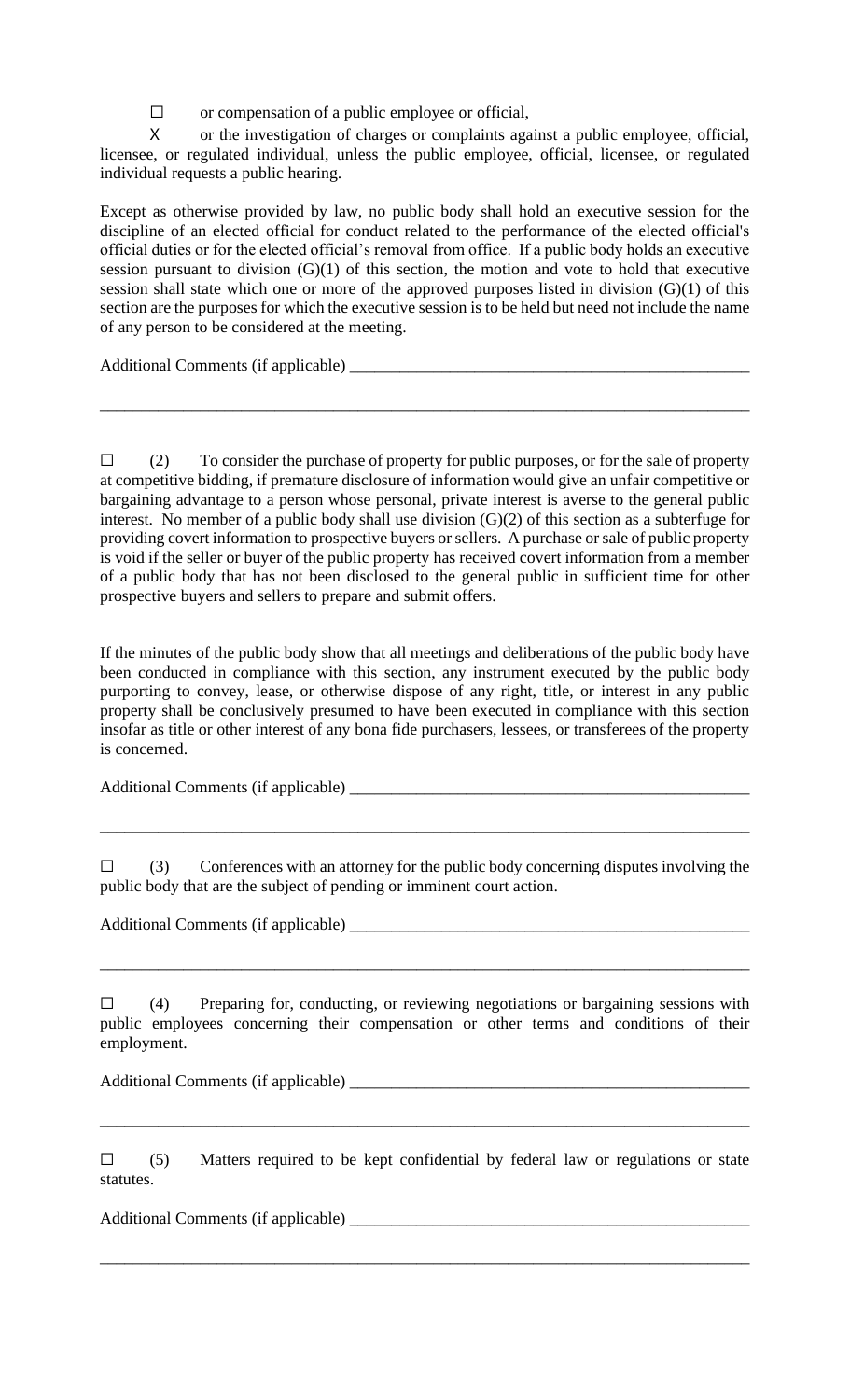☐ or compensation of a public employee or official,

X or the investigation of charges or complaints against a public employee, official, licensee, or regulated individual, unless the public employee, official, licensee, or regulated individual requests a public hearing.

Except as otherwise provided by law, no public body shall hold an executive session for the discipline of an elected official for conduct related to the performance of the elected official's official duties or for the elected official's removal from office. If a public body holds an executive session pursuant to division (G)(1) of this section, the motion and vote to hold that executive session shall state which one or more of the approved purposes listed in division (G)(1) of this section are the purposes for which the executive session is to be held but need not include the name of any person to be considered at the meeting.

Additional Comments (if applicable) __________________________________________________

________________________________________________________________________________

☐ (2) To consider the purchase of property for public purposes, or for the sale of property at competitive bidding, if premature disclosure of information would give an unfair competitive or bargaining advantage to a person whose personal, private interest is averse to the general public interest. No member of a public body shall use division (G)(2) of this section as a subterfuge for providing covert information to prospective buyers or sellers. A purchase or sale of public property is void if the seller or buyer of the public property has received covert information from a member of a public body that has not been disclosed to the general public in sufficient time for other prospective buyers and sellers to prepare and submit offers.

If the minutes of the public body show that all meetings and deliberations of the public body have been conducted in compliance with this section, any instrument executed by the public body purporting to convey, lease, or otherwise dispose of any right, title, or interest in any public property shall be conclusively presumed to have been executed in compliance with this section insofar as title or other interest of any bona fide purchasers, lessees, or transferees of the property is concerned.

Additional Comments (if applicable) __________________________________________________

________________________________________________________________________________

☐ (3) Conferences with an attorney for the public body concerning disputes involving the public body that are the subject of pending or imminent court action.

Additional Comments (if applicable) __________________________________________________

________________________________________________________________________________

☐ (4) Preparing for, conducting, or reviewing negotiations or bargaining sessions with public employees concerning their compensation or other terms and conditions of their employment.

Additional Comments (if applicable) __________________________________________________

________________________________________________________________________________

☐ (5) Matters required to be kept confidential by federal law or regulations or state statutes.

Additional Comments (if applicable) __________________________________________________

________________________________________________________________________________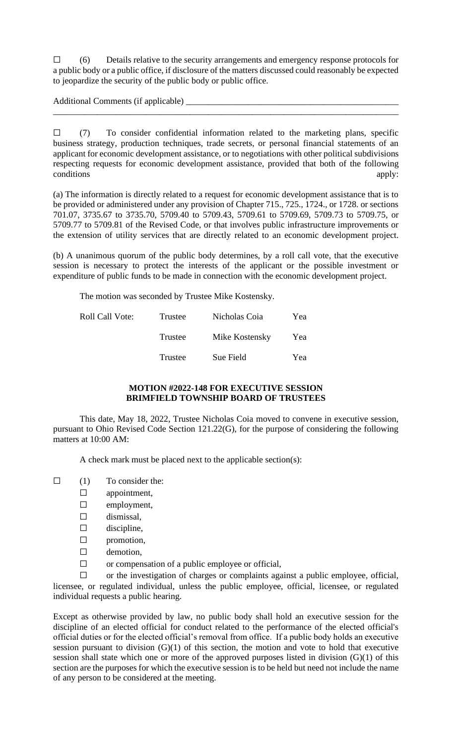☐ (6) Details relative to the security arrangements and emergency response protocols for a public body or a public office, if disclosure of the matters discussed could reasonably be expected to jeopardize the security of the public body or public office.

Additional Comments (if applicable) ___________________________________________________
_______________________________________________________________________________

☐ (7) To consider confidential information related to the marketing plans, specific business strategy, production techniques, trade secrets, or personal financial statements of an applicant for economic development assistance, or to negotiations with other political subdivisions respecting requests for economic development assistance, provided that both of the following conditions apply:

(a) The information is directly related to a request for economic development assistance that is to be provided or administered under any provision of Chapter 715., 725., 1724., or 1728. or sections 701.07, 3735.67 to 3735.70, 5709.40 to 5709.43, 5709.61 to 5709.69, 5709.73 to 5709.75, or 5709.77 to 5709.81 of the Revised Code, or that involves public infrastructure improvements or the extension of utility services that are directly related to an economic development project.

(b) A unanimous quorum of the public body determines, by a roll call vote, that the executive session is necessary to protect the interests of the applicant or the possible investment or expenditure of public funds to be made in connection with the economic development project.

The motion was seconded by Trustee Mike Kostensky.

| Roll Call Vote: | Trustee | Nicholas Coia | Yea |
|---|---|---|---|
| | Trustee | Mike Kostensky | Yea |
| | Trustee | Sue Field | Yea |

**MOTION #2022-148 FOR EXECUTIVE SESSION**
**BRIMFIELD TOWNSHIP BOARD OF TRUSTEES**

This date, May 18, 2022, Trustee Nicholas Coia moved to convene in executive session, pursuant to Ohio Revised Code Section 121.22(G), for the purpose of considering the following matters at 10:00 AM:

A check mark must be placed next to the applicable section(s):

☐ (1) To consider the:
- ☐ appointment,
- ☐ employment,
- ☐ dismissal,
- ☐ discipline,
- ☐ promotion,
- ☐ demotion,
- ☐ or compensation of a public employee or official,
- ☐ or the investigation of charges or complaints against a public employee, official, licensee, or regulated individual, unless the public employee, official, licensee, or regulated individual requests a public hearing.

Except as otherwise provided by law, no public body shall hold an executive session for the discipline of an elected official for conduct related to the performance of the elected official's official duties or for the elected official's removal from office. If a public body holds an executive session pursuant to division (G)(1) of this section, the motion and vote to hold that executive session shall state which one or more of the approved purposes listed in division (G)(1) of this section are the purposes for which the executive session is to be held but need not include the name of any person to be considered at the meeting.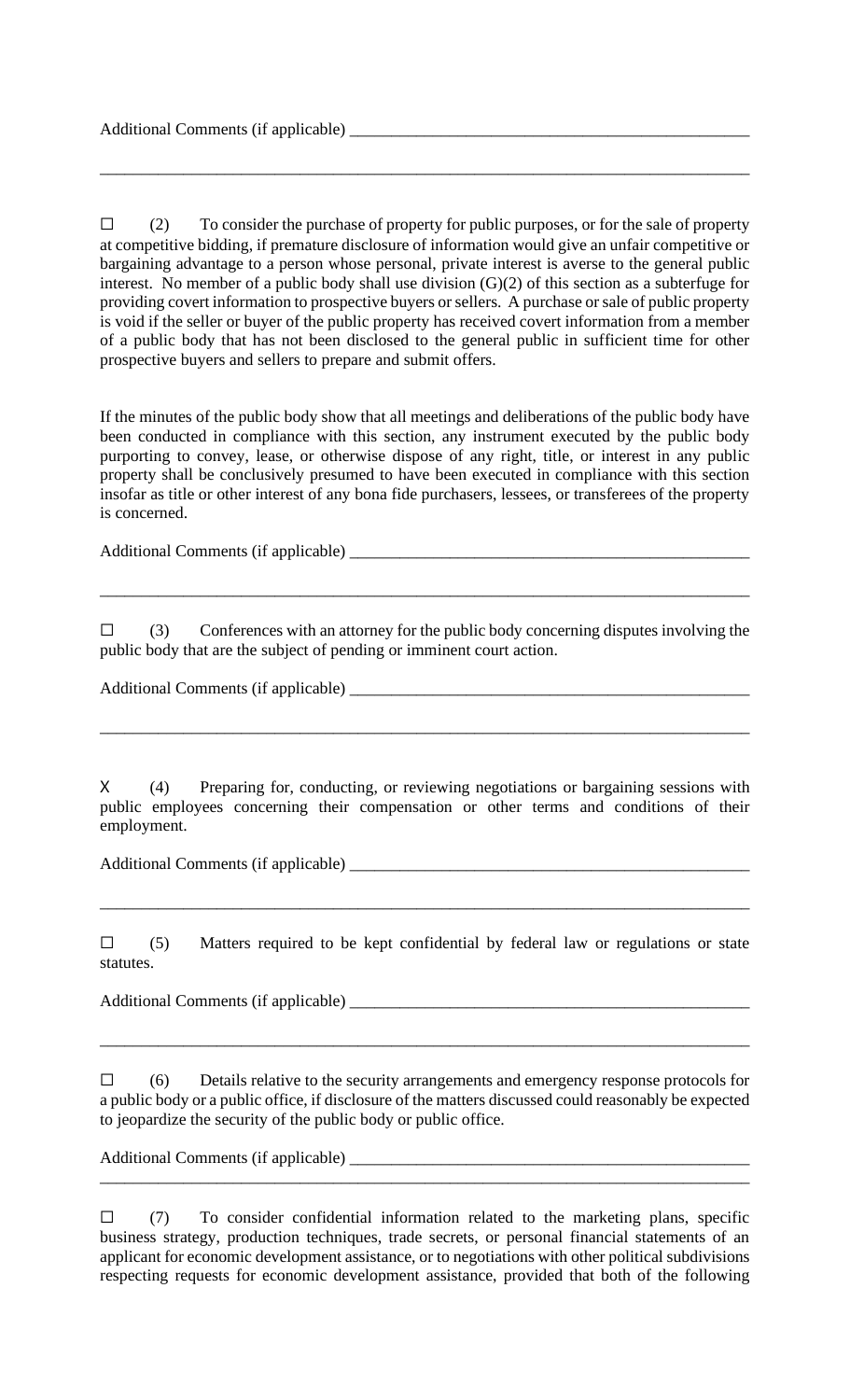Additional Comments (if applicable) ___________________________________________________

_______________________________________________________________________________

☐ (2) To consider the purchase of property for public purposes, or for the sale of property at competitive bidding, if premature disclosure of information would give an unfair competitive or bargaining advantage to a person whose personal, private interest is averse to the general public interest. No member of a public body shall use division (G)(2) of this section as a subterfuge for providing covert information to prospective buyers or sellers. A purchase or sale of public property is void if the seller or buyer of the public property has received covert information from a member of a public body that has not been disclosed to the general public in sufficient time for other prospective buyers and sellers to prepare and submit offers.

If the minutes of the public body show that all meetings and deliberations of the public body have been conducted in compliance with this section, any instrument executed by the public body purporting to convey, lease, or otherwise dispose of any right, title, or interest in any public property shall be conclusively presumed to have been executed in compliance with this section insofar as title or other interest of any bona fide purchasers, lessees, or transferees of the property is concerned.

Additional Comments (if applicable) ___________________________________________________

_______________________________________________________________________________

☐ (3) Conferences with an attorney for the public body concerning disputes involving the public body that are the subject of pending or imminent court action.

Additional Comments (if applicable) ___________________________________________________

_______________________________________________________________________________

X (4) Preparing for, conducting, or reviewing negotiations or bargaining sessions with public employees concerning their compensation or other terms and conditions of their employment.

Additional Comments (if applicable) ___________________________________________________

_______________________________________________________________________________

☐ (5) Matters required to be kept confidential by federal law or regulations or state statutes.

Additional Comments (if applicable) ___________________________________________________

_______________________________________________________________________________

☐ (6) Details relative to the security arrangements and emergency response protocols for a public body or a public office, if disclosure of the matters discussed could reasonably be expected to jeopardize the security of the public body or public office.

Additional Comments (if applicable) ___________________________________________________
_______________________________________________________________________________

☐ (7) To consider confidential information related to the marketing plans, specific business strategy, production techniques, trade secrets, or personal financial statements of an applicant for economic development assistance, or to negotiations with other political subdivisions respecting requests for economic development assistance, provided that both of the following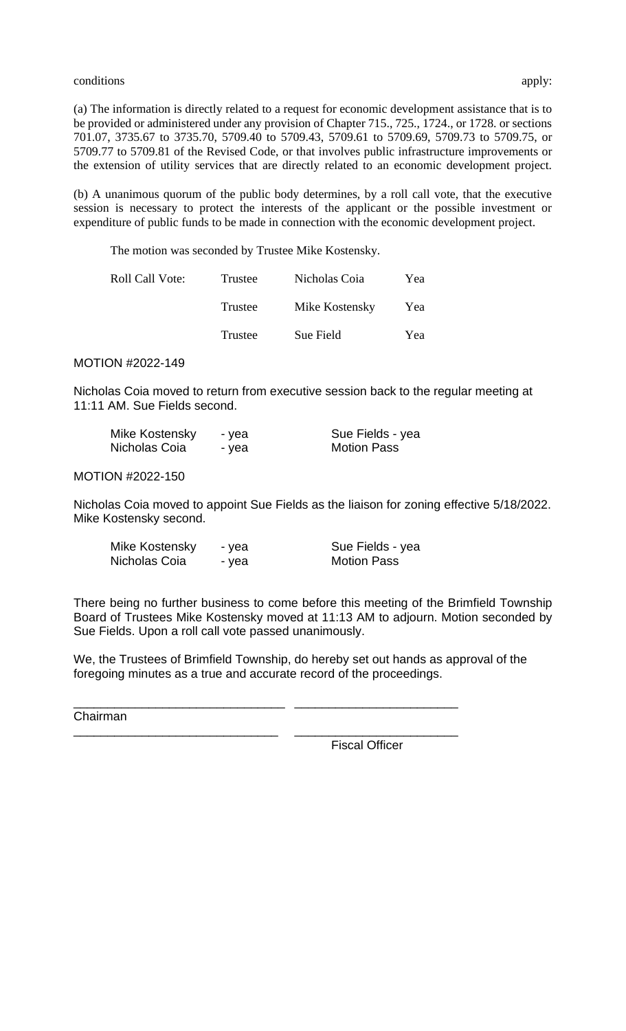conditions apply:

(a) The information is directly related to a request for economic development assistance that is to be provided or administered under any provision of Chapter 715., 725., 1724., or 1728. or sections 701.07, 3735.67 to 3735.70, 5709.40 to 5709.43, 5709.61 to 5709.69, 5709.73 to 5709.75, or 5709.77 to 5709.81 of the Revised Code, or that involves public infrastructure improvements or the extension of utility services that are directly related to an economic development project.

(b) A unanimous quorum of the public body determines, by a roll call vote, that the executive session is necessary to protect the interests of the applicant or the possible investment or expenditure of public funds to be made in connection with the economic development project.

The motion was seconded by Trustee Mike Kostensky.

| | | | |
|---|---|---|---|
| Roll Call Vote: | Trustee | Nicholas Coia | Yea |
| | Trustee | Mike Kostensky | Yea |
| | Trustee | Sue Field | Yea |

MOTION #2022-149

Nicholas Coia moved to return from executive session back to the regular meeting at 11:11 AM. Sue Fields second.

| | | |
|---|---|---|
| Mike Kostensky | - yea | Sue Fields - yea |
| Nicholas Coia | - yea | Motion Pass |

MOTION #2022-150

Nicholas Coia moved to appoint Sue Fields as the liaison for zoning effective 5/18/2022. Mike Kostensky second.

| | | |
|---|---|---|
| Mike Kostensky | - yea | Sue Fields - yea |
| Nicholas Coia | - yea | Motion Pass |

There being no further business to come before this meeting of the Brimfield Township Board of Trustees Mike Kostensky moved at 11:13 AM to adjourn. Motion seconded by Sue Fields. Upon a roll call vote passed unanimously.

We, the Trustees of Brimfield Township, do hereby set out hands as approval of the foregoing minutes as a true and accurate record of the proceedings.

______________________________ ________________________

Chairman

______________________________ ________________________

Fiscal Officer